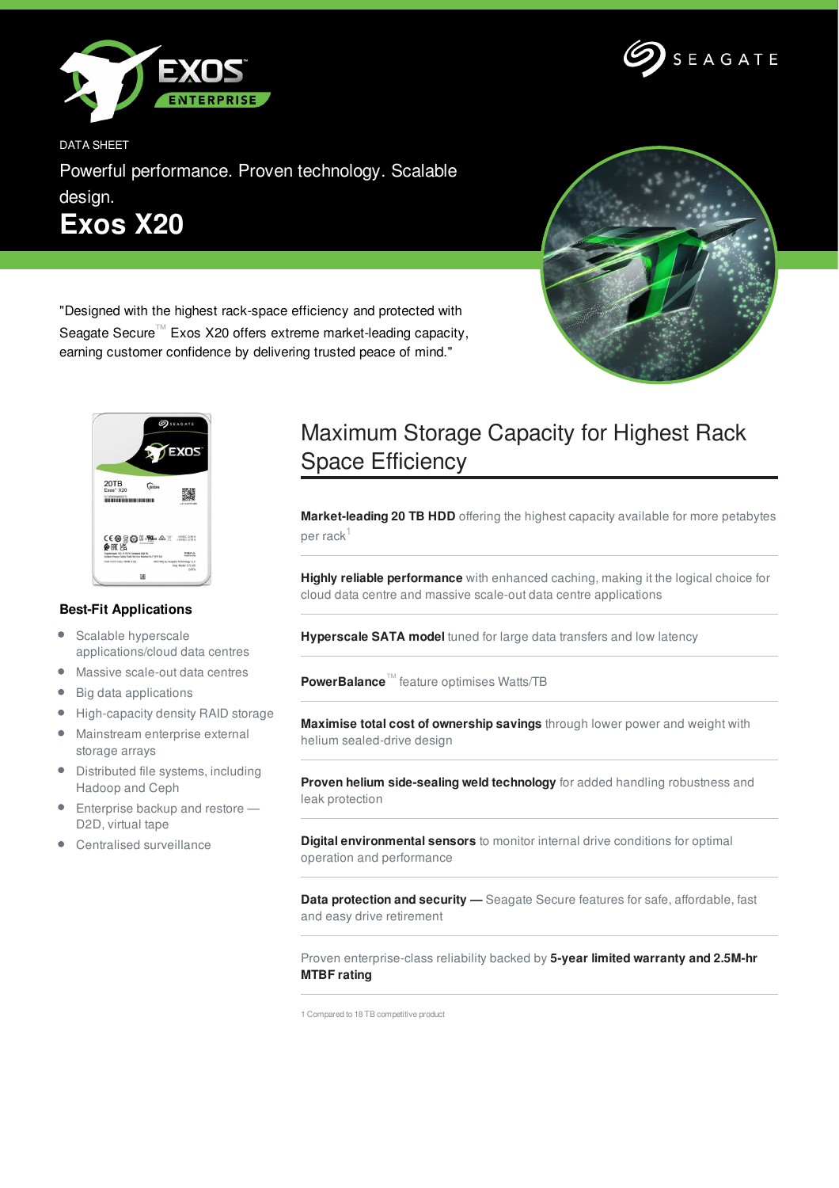DATA SHEET

Powerful performance. Proven technology. Scalable design.

# Exos X20

"Designed with the highest rack-space efficiency and protected with Seagate Secure™ Exos X20 offers extreme market-leading capacity, earning customer confidence by delivering trusted peace of mind."

### Best-Fit Applications

- Scalable hyperscale applications/cloud data centres
- Massive scale-out data centres
- Big data applications
- High-capacity density RAID storage
- Mainstream enterprise external storage arrays
- Distributed file systems, including Hadoop and Ceph
- Enterprise backup and restore — D2D, virtual tape
- Centralised surveillance

## Maximum Storage Capacity for Highest Rack Space Efficiency

**Market-leading 20 TB HDD** offering the highest capacity available for more petabytes per rack[1]

**Highly reliable performance** with enhanced caching, making it the logical choice for cloud data centre and massive scale-out data centre applications

**Hyperscale SATA model** tuned for large data transfers and low latency

**PowerBalance**™ feature optimises Watts/TB

**Maximise total cost of ownership savings** through lower power and weight with helium sealed-drive design

**Proven helium side-sealing weld technology** for added handling robustness and leak protection

**Digital environmental sensors** to monitor internal drive conditions for optimal operation and performance

**Data protection and security —** Seagate Secure features for safe, affordable, fast and easy drive retirement

Proven enterprise-class reliability backed by **5-year limited warranty and 2.5M-hr MTBF rating**

1 Compared to 18 TB competitive product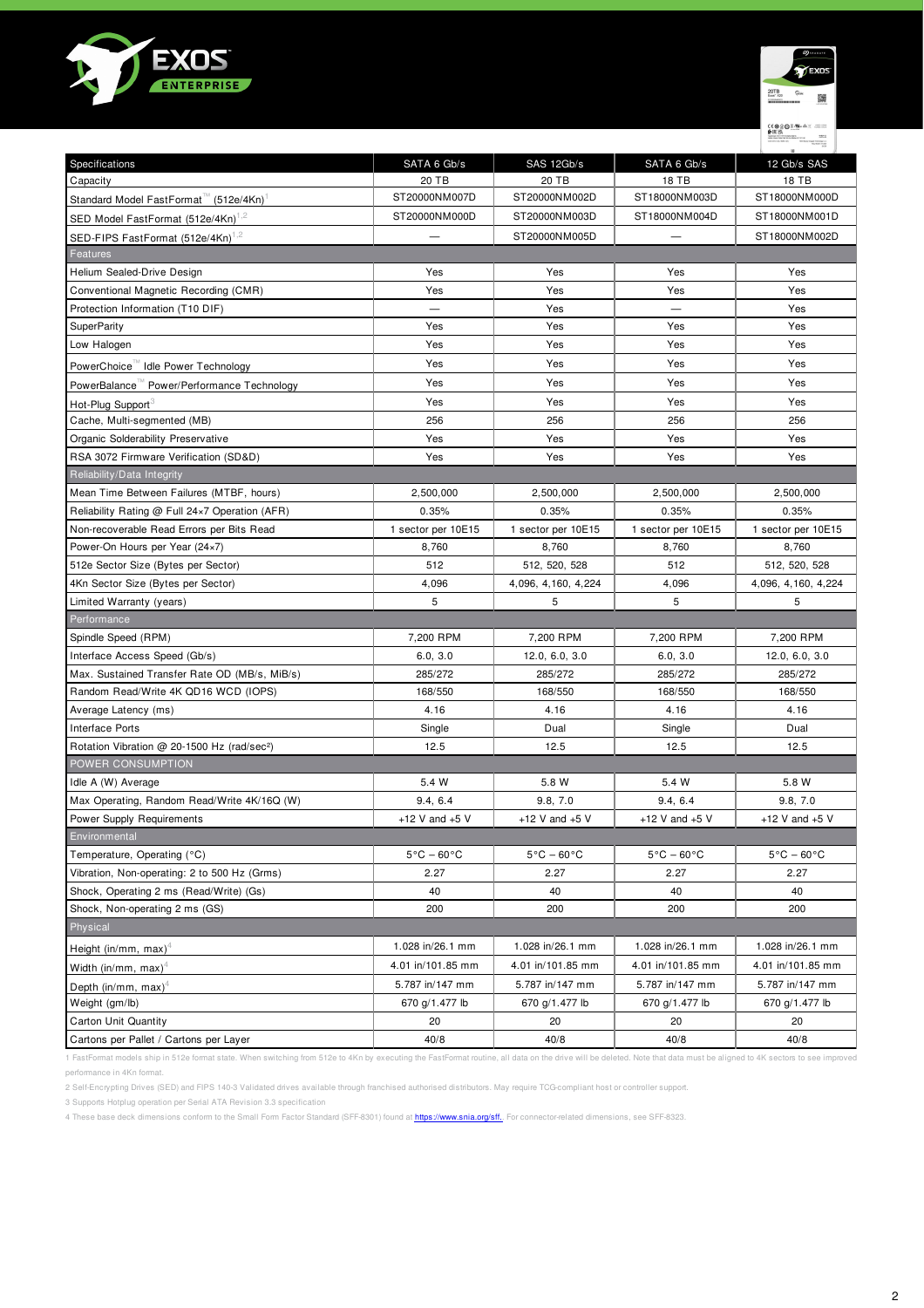| Specifications | SATA 6 Gb/s | SAS 12Gb/s | SATA 6 Gb/s | 12 Gb/s SAS |
|---|---|---|---|---|
| Capacity | 20 TB | 20 TB | 18 TB | 18 TB |
| Standard Model FastFormat™ (512e/4Kn)[1] | ST20000NM007D | ST20000NM002D | ST18000NM003D | ST18000NM000D |
| SED Model FastFormat (512e/4Kn)[1,2] | ST20000NM000D | ST20000NM003D | ST18000NM004D | ST18000NM001D |
| SED-FIPS FastFormat (512e/4Kn)[1,2] | — | ST20000NM005D | — | ST18000NM002D |
| **Features** | | | | |
| Helium Sealed-Drive Design | Yes | Yes | Yes | Yes |
| Conventional Magnetic Recording (CMR) | Yes | Yes | Yes | Yes |
| Protection Information (T10 DIF) | — | Yes | — | Yes |
| SuperParity | Yes | Yes | Yes | Yes |
| Low Halogen | Yes | Yes | Yes | Yes |
| PowerChoice™ Idle Power Technology | Yes | Yes | Yes | Yes |
| PowerBalance™ Power/Performance Technology | Yes | Yes | Yes | Yes |
| Hot-Plug Support[3] | Yes | Yes | Yes | Yes |
| Cache, Multi-segmented (MB) | 256 | 256 | 256 | 256 |
| Organic Solderability Preservative | Yes | Yes | Yes | Yes |
| RSA 3072 Firmware Verification (SD&D) | Yes | Yes | Yes | Yes |
| **Reliability/Data Integrity** | | | | |
| Mean Time Between Failures (MTBF, hours) | 2,500,000 | 2,500,000 | 2,500,000 | 2,500,000 |
| Reliability Rating @ Full 24×7 Operation (AFR) | 0.35% | 0.35% | 0.35% | 0.35% |
| Non-recoverable Read Errors per Bits Read | 1 sector per 10E15 | 1 sector per 10E15 | 1 sector per 10E15 | 1 sector per 10E15 |
| Power-On Hours per Year (24×7) | 8,760 | 8,760 | 8,760 | 8,760 |
| 512e Sector Size (Bytes per Sector) | 512 | 512, 520, 528 | 512 | 512, 520, 528 |
| 4Kn Sector Size (Bytes per Sector) | 4,096 | 4,096, 4,160, 4,224 | 4,096 | 4,096, 4,160, 4,224 |
| Limited Warranty (years) | 5 | 5 | 5 | 5 |
| **Performance** | | | | |
| Spindle Speed (RPM) | 7,200 RPM | 7,200 RPM | 7,200 RPM | 7,200 RPM |
| Interface Access Speed (Gb/s) | 6.0, 3.0 | 12.0, 6.0, 3.0 | 6.0, 3.0 | 12.0, 6.0, 3.0 |
| Max. Sustained Transfer Rate OD (MB/s, MiB/s) | 285/272 | 285/272 | 285/272 | 285/272 |
| Random Read/Write 4K QD16 WCD (IOPS) | 168/550 | 168/550 | 168/550 | 168/550 |
| Average Latency (ms) | 4.16 | 4.16 | 4.16 | 4.16 |
| Interface Ports | Single | Dual | Single | Dual |
| Rotation Vibration @ 20-1500 Hz (rad/sec²) | 12.5 | 12.5 | 12.5 | 12.5 |
| **POWER CONSUMPTION** | | | | |
| Idle A (W) Average | 5.4 W | 5.8 W | 5.4 W | 5.8 W |
| Max Operating, Random Read/Write 4K/16Q (W) | 9.4, 6.4 | 9.8, 7.0 | 9.4, 6.4 | 9.8, 7.0 |
| Power Supply Requirements | +12 V and +5 V | +12 V and +5 V | +12 V and +5 V | +12 V and +5 V |
| **Environmental** | | | | |
| Temperature, Operating (°C) | 5°C – 60°C | 5°C – 60°C | 5°C – 60°C | 5°C – 60°C |
| Vibration, Non-operating: 2 to 500 Hz (Grms) | 2.27 | 2.27 | 2.27 | 2.27 |
| Shock, Operating 2 ms (Read/Write) (Gs) | 40 | 40 | 40 | 40 |
| Shock, Non-operating 2 ms (GS) | 200 | 200 | 200 | 200 |
| **Physical** | | | | |
| Height (in/mm, max)[4] | 1.028 in/26.1 mm | 1.028 in/26.1 mm | 1.028 in/26.1 mm | 1.028 in/26.1 mm |
| Width (in/mm, max)[4] | 4.01 in/101.85 mm | 4.01 in/101.85 mm | 4.01 in/101.85 mm | 4.01 in/101.85 mm |
| Depth (in/mm, max)[4] | 5.787 in/147 mm | 5.787 in/147 mm | 5.787 in/147 mm | 5.787 in/147 mm |
| Weight (gm/lb) | 670 g/1.477 lb | 670 g/1.477 lb | 670 g/1.477 lb | 670 g/1.477 lb |
| Carton Unit Quantity | 20 | 20 | 20 | 20 |
| Cartons per Pallet / Cartons per Layer | 40/8 | 40/8 | 40/8 | 40/8 |

1 FastFormat models ship in 512e format state. When switching from 512e to 4Kn by executing the FastFormat routine, all data on the drive will be deleted. Note that data must be aligned to 4K sectors to see improved performance in 4Kn format.

2 Self-Encrypting Drives (SED) and FIPS 140-3 Validated drives available through franchised authorised distributors. May require TCG-compliant host or controller support.

3 Supports Hotplug operation per Serial ATA Revision 3.3 specification

4 These base deck dimensions conform to the Small Form Factor Standard (SFF-8301) found at https://www.snia.org/sff. For connector-related dimensions, see SFF-8323.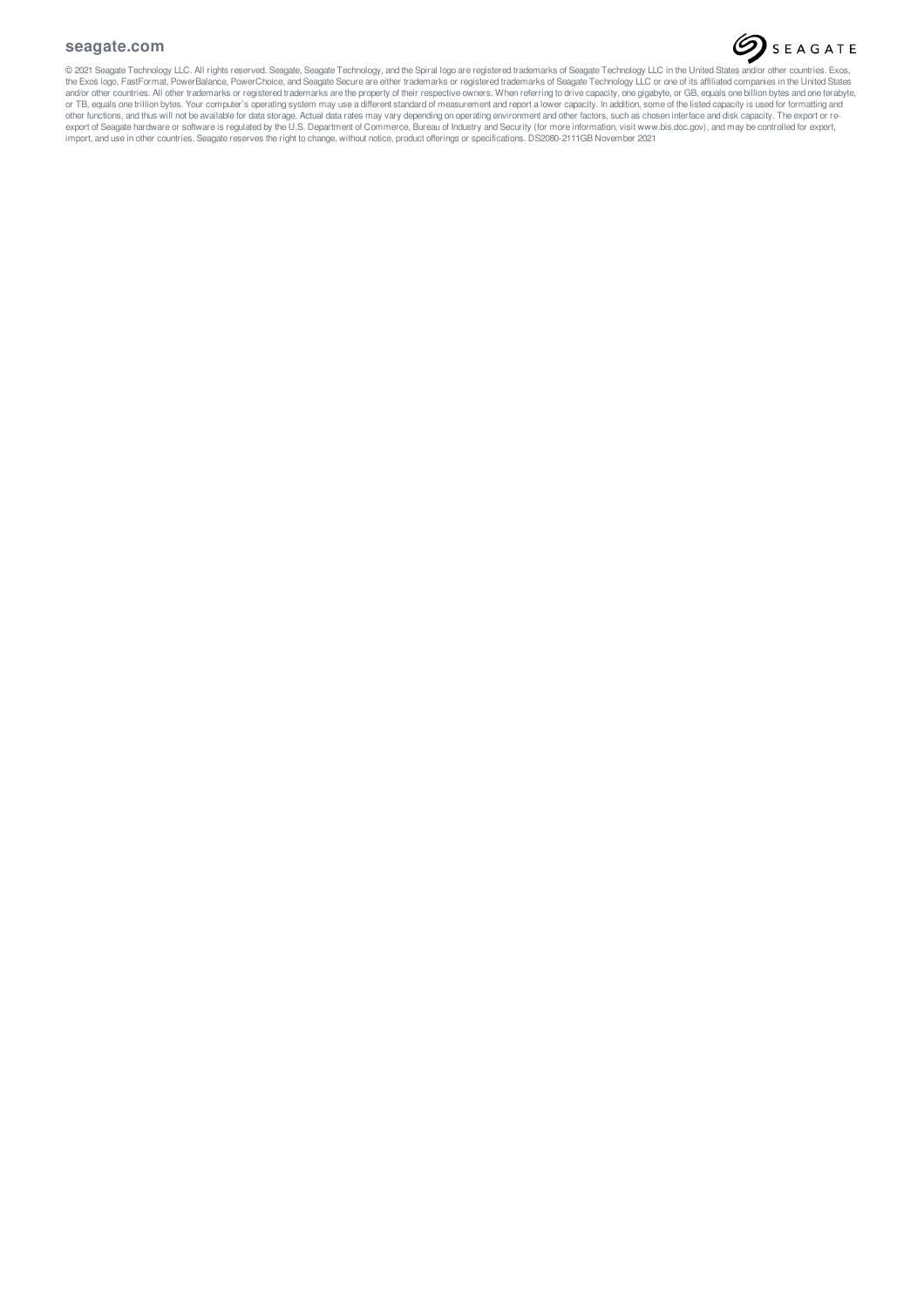**seagate.com**

SEAGATE

© 2021 Seagate Technology LLC. All rights reserved. Seagate, Seagate Technology, and the Spiral logo are registered trademarks of Seagate Technology LLC in the United States and/or other countries. Exos, the Exos logo, FastFormat, PowerBalance, PowerChoice, and Seagate Secure are either trademarks or registered trademarks of Seagate Technology LLC or one of its affiliated companies in the United States and/or other countries. All other trademarks or registered trademarks are the property of their respective owners. When referring to drive capacity, one gigabyte, or GB, equals one billion bytes and one terabyte, or TB, equals one trillion bytes. Your computer's operating system may use a different standard of measurement and report a lower capacity. In addition, some of the listed capacity is used for formatting and other functions, and thus will not be available for data storage. Actual data rates may vary depending on operating environment and other factors, such as chosen interface and disk capacity. The export or re-export of Seagate hardware or software is regulated by the U.S. Department of Commerce, Bureau of Industry and Security (for more information, visit www.bis.doc.gov), and may be controlled for export, import, and use in other countries. Seagate reserves the right to change, without notice, product offerings or specifications. DS2080-2111GB November 2021